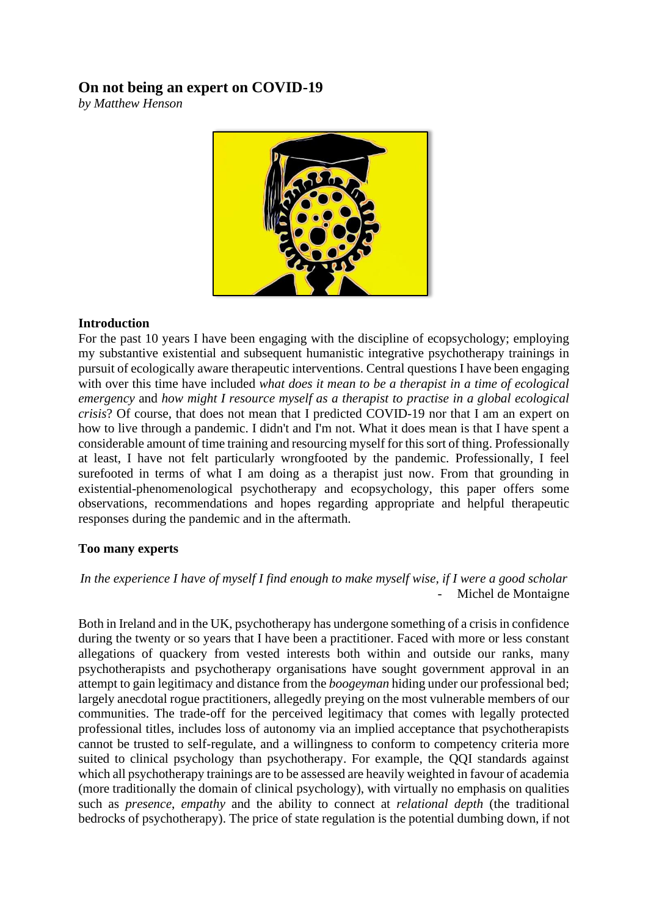# On not being an expert on COVID-19

*by Matthew Henson*

## Introduction

For the past 10 years I have been engaging with the discipline of ecopsychology; employing my substantive existential and subsequent humanistic integrative psychotherapy trainings in pursuit of ecologically aware therapeutic interventions. Central questions I have been engaging with over this time have included *what does it mean to be a therapist in a time of ecological emergency* and *how might I resource myself as a therapist to practise in a global ecological crisis*? Of course, that does not mean that I predicted COVID-19 nor that I am an expert on how to live through a pandemic. I didn't and I'm not. What it does mean is that I have spent a considerable amount of time training and resourcing myself for this sort of thing. Professionally at least, I have not felt particularly wrongfooted by the pandemic. Professionally, I feel surefooted in terms of what I am doing as a therapist just now. From that grounding in existential-phenomenological psychotherapy and ecopsychology, this paper offers some observations, recommendations and hopes regarding appropriate and helpful therapeutic responses during the pandemic and in the aftermath.

## Too many experts

*In the experience I have of myself I find enough to make myself wise, if I were a good scholar*
\- Michel de Montaigne

Both in Ireland and in the UK, psychotherapy has undergone something of a crisis in confidence during the twenty or so years that I have been a practitioner. Faced with more or less constant allegations of quackery from vested interests both within and outside our ranks, many psychotherapists and psychotherapy organisations have sought government approval in an attempt to gain legitimacy and distance from the *boogeyman* hiding under our professional bed; largely anecdotal rogue practitioners, allegedly preying on the most vulnerable members of our communities. The trade-off for the perceived legitimacy that comes with legally protected professional titles, includes loss of autonomy via an implied acceptance that psychotherapists cannot be trusted to self-regulate, and a willingness to conform to competency criteria more suited to clinical psychology than psychotherapy. For example, the QQI standards against which all psychotherapy trainings are to be assessed are heavily weighted in favour of academia (more traditionally the domain of clinical psychology), with virtually no emphasis on qualities such as *presence*, *empathy* and the ability to connect at *relational depth* (the traditional bedrocks of psychotherapy). The price of state regulation is the potential dumbing down, if not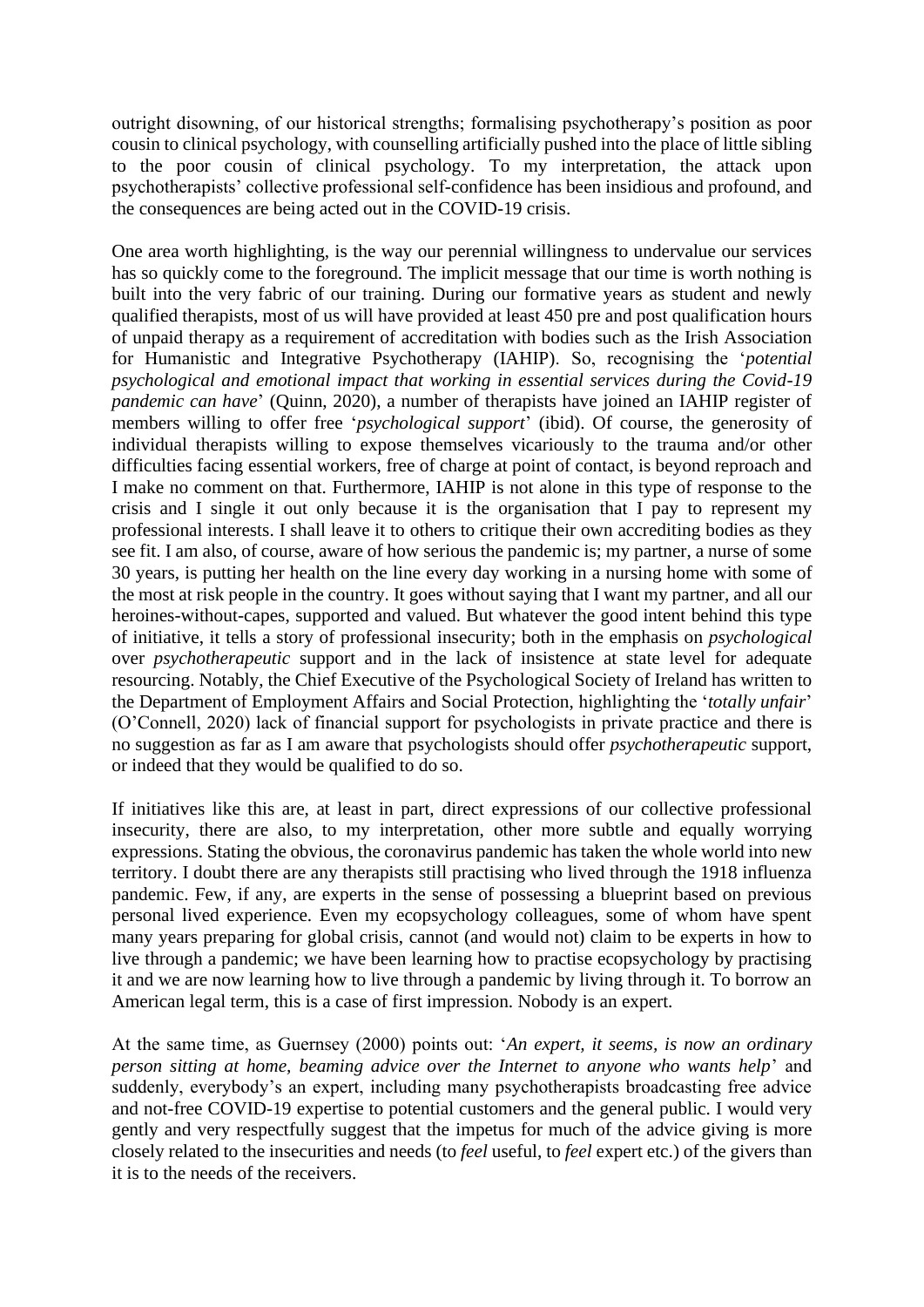outright disowning, of our historical strengths; formalising psychotherapy's position as poor cousin to clinical psychology, with counselling artificially pushed into the place of little sibling to the poor cousin of clinical psychology. To my interpretation, the attack upon psychotherapists' collective professional self-confidence has been insidious and profound, and the consequences are being acted out in the COVID-19 crisis.

One area worth highlighting, is the way our perennial willingness to undervalue our services has so quickly come to the foreground. The implicit message that our time is worth nothing is built into the very fabric of our training. During our formative years as student and newly qualified therapists, most of us will have provided at least 450 pre and post qualification hours of unpaid therapy as a requirement of accreditation with bodies such as the Irish Association for Humanistic and Integrative Psychotherapy (IAHIP). So, recognising the '*potential psychological and emotional impact that working in essential services during the Covid-19 pandemic can have*' (Quinn, 2020), a number of therapists have joined an IAHIP register of members willing to offer free '*psychological support*' (ibid). Of course, the generosity of individual therapists willing to expose themselves vicariously to the trauma and/or other difficulties facing essential workers, free of charge at point of contact, is beyond reproach and I make no comment on that. Furthermore, IAHIP is not alone in this type of response to the crisis and I single it out only because it is the organisation that I pay to represent my professional interests. I shall leave it to others to critique their own accrediting bodies as they see fit. I am also, of course, aware of how serious the pandemic is; my partner, a nurse of some 30 years, is putting her health on the line every day working in a nursing home with some of the most at risk people in the country. It goes without saying that I want my partner, and all our heroines-without-capes, supported and valued. But whatever the good intent behind this type of initiative, it tells a story of professional insecurity; both in the emphasis on *psychological* over *psychotherapeutic* support and in the lack of insistence at state level for adequate resourcing. Notably, the Chief Executive of the Psychological Society of Ireland has written to the Department of Employment Affairs and Social Protection, highlighting the '*totally unfair*' (O'Connell, 2020) lack of financial support for psychologists in private practice and there is no suggestion as far as I am aware that psychologists should offer *psychotherapeutic* support, or indeed that they would be qualified to do so.

If initiatives like this are, at least in part, direct expressions of our collective professional insecurity, there are also, to my interpretation, other more subtle and equally worrying expressions. Stating the obvious, the coronavirus pandemic has taken the whole world into new territory. I doubt there are any therapists still practising who lived through the 1918 influenza pandemic. Few, if any, are experts in the sense of possessing a blueprint based on previous personal lived experience. Even my ecopsychology colleagues, some of whom have spent many years preparing for global crisis, cannot (and would not) claim to be experts in how to live through a pandemic; we have been learning how to practise ecopsychology by practising it and we are now learning how to live through a pandemic by living through it. To borrow an American legal term, this is a case of first impression. Nobody is an expert.

At the same time, as Guernsey (2000) points out: '*An expert, it seems, is now an ordinary person sitting at home, beaming advice over the Internet to anyone who wants help*' and suddenly, everybody's an expert, including many psychotherapists broadcasting free advice and not-free COVID-19 expertise to potential customers and the general public. I would very gently and very respectfully suggest that the impetus for much of the advice giving is more closely related to the insecurities and needs (to *feel* useful, to *feel* expert etc.) of the givers than it is to the needs of the receivers.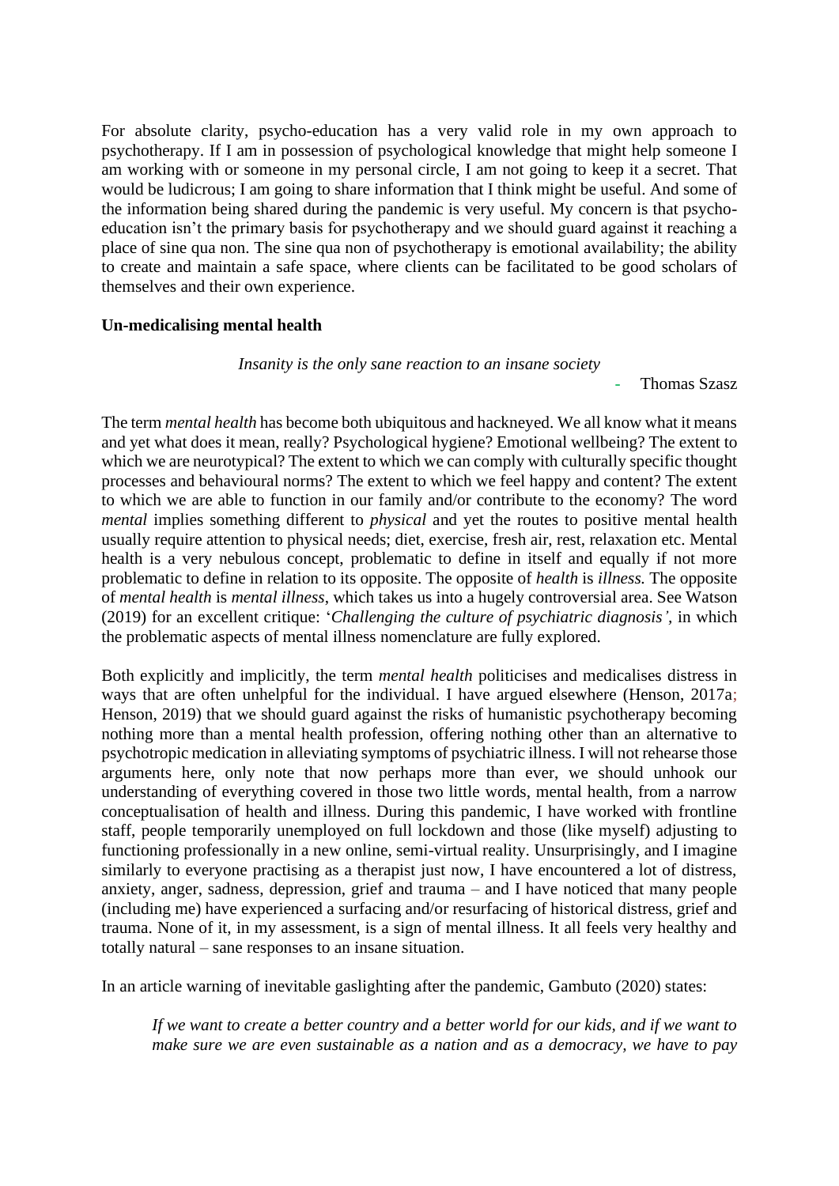For absolute clarity, psycho-education has a very valid role in my own approach to psychotherapy. If I am in possession of psychological knowledge that might help someone I am working with or someone in my personal circle, I am not going to keep it a secret. That would be ludicrous; I am going to share information that I think might be useful. And some of the information being shared during the pandemic is very useful. My concern is that psycho-education isn't the primary basis for psychotherapy and we should guard against it reaching a place of sine qua non. The sine qua non of psychotherapy is emotional availability; the ability to create and maintain a safe space, where clients can be facilitated to be good scholars of themselves and their own experience.

**Un-medicalising mental health**

*Insanity is the only sane reaction to an insane society*

- Thomas Szasz

The term *mental health* has become both ubiquitous and hackneyed. We all know what it means and yet what does it mean, really? Psychological hygiene? Emotional wellbeing? The extent to which we are neurotypical? The extent to which we can comply with culturally specific thought processes and behavioural norms? The extent to which we feel happy and content? The extent to which we are able to function in our family and/or contribute to the economy? The word *mental* implies something different to *physical* and yet the routes to positive mental health usually require attention to physical needs; diet, exercise, fresh air, rest, relaxation etc. Mental health is a very nebulous concept, problematic to define in itself and equally if not more problematic to define in relation to its opposite. The opposite of *health* is *illness.* The opposite of *mental health* is *mental illness*, which takes us into a hugely controversial area. See Watson (2019) for an excellent critique: '*Challenging the culture of psychiatric diagnosis'*, in which the problematic aspects of mental illness nomenclature are fully explored.

Both explicitly and implicitly, the term *mental health* politicises and medicalises distress in ways that are often unhelpful for the individual. I have argued elsewhere (Henson, 2017a; Henson, 2019) that we should guard against the risks of humanistic psychotherapy becoming nothing more than a mental health profession, offering nothing other than an alternative to psychotropic medication in alleviating symptoms of psychiatric illness. I will not rehearse those arguments here, only note that now perhaps more than ever, we should unhook our understanding of everything covered in those two little words, mental health, from a narrow conceptualisation of health and illness. During this pandemic, I have worked with frontline staff, people temporarily unemployed on full lockdown and those (like myself) adjusting to functioning professionally in a new online, semi-virtual reality. Unsurprisingly, and I imagine similarly to everyone practising as a therapist just now, I have encountered a lot of distress, anxiety, anger, sadness, depression, grief and trauma – and I have noticed that many people (including me) have experienced a surfacing and/or resurfacing of historical distress, grief and trauma. None of it, in my assessment, is a sign of mental illness. It all feels very healthy and totally natural – sane responses to an insane situation.

In an article warning of inevitable gaslighting after the pandemic, Gambuto (2020) states:

> *If we want to create a better country and a better world for our kids, and if we want to make sure we are even sustainable as a nation and as a democracy, we have to pay*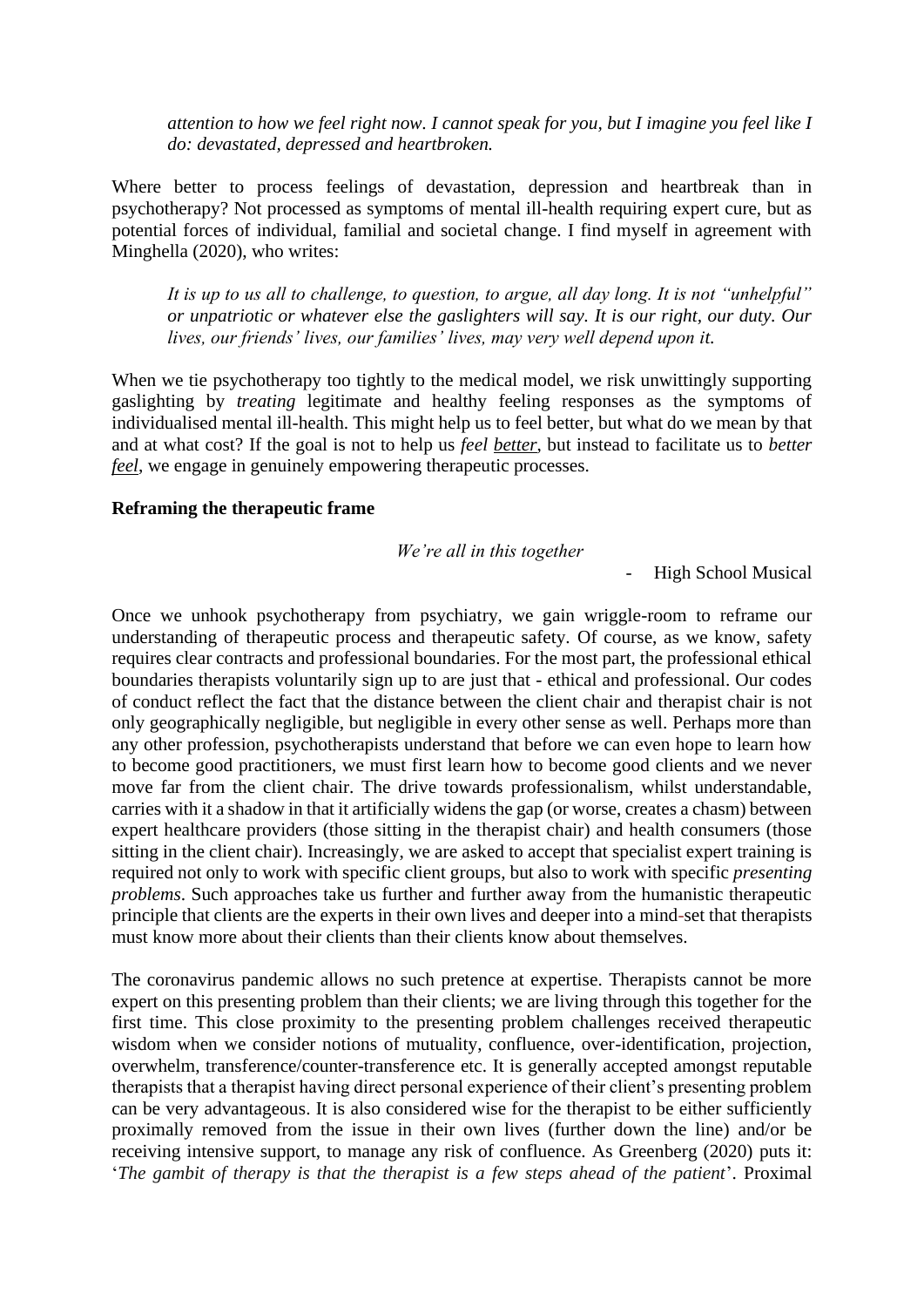*attention to how we feel right now. I cannot speak for you, but I imagine you feel like I do: devastated, depressed and heartbroken.*

Where better to process feelings of devastation, depression and heartbreak than in psychotherapy? Not processed as symptoms of mental ill-health requiring expert cure, but as potential forces of individual, familial and societal change. I find myself in agreement with Minghella (2020), who writes:

> *It is up to us all to challenge, to question, to argue, all day long. It is not "unhelpful" or unpatriotic or whatever else the gaslighters will say. It is our right, our duty. Our lives, our friends' lives, our families' lives, may very well depend upon it.*

When we tie psychotherapy too tightly to the medical model, we risk unwittingly supporting gaslighting by *treating* legitimate and healthy feeling responses as the symptoms of individualised mental ill-health. This might help us to feel better, but what do we mean by that and at what cost? If the goal is not to help us *feel better*, but instead to facilitate us to *better feel*, we engage in genuinely empowering therapeutic processes.

**Reframing the therapeutic frame**

*We're all in this together*

- High School Musical

Once we unhook psychotherapy from psychiatry, we gain wriggle-room to reframe our understanding of therapeutic process and therapeutic safety. Of course, as we know, safety requires clear contracts and professional boundaries. For the most part, the professional ethical boundaries therapists voluntarily sign up to are just that - ethical and professional. Our codes of conduct reflect the fact that the distance between the client chair and therapist chair is not only geographically negligible, but negligible in every other sense as well. Perhaps more than any other profession, psychotherapists understand that before we can even hope to learn how to become good practitioners, we must first learn how to become good clients and we never move far from the client chair. The drive towards professionalism, whilst understandable, carries with it a shadow in that it artificially widens the gap (or worse, creates a chasm) between expert healthcare providers (those sitting in the therapist chair) and health consumers (those sitting in the client chair). Increasingly, we are asked to accept that specialist expert training is required not only to work with specific client groups, but also to work with specific *presenting problems*. Such approaches take us further and further away from the humanistic therapeutic principle that clients are the experts in their own lives and deeper into a mind-set that therapists must know more about their clients than their clients know about themselves.

The coronavirus pandemic allows no such pretence at expertise. Therapists cannot be more expert on this presenting problem than their clients; we are living through this together for the first time. This close proximity to the presenting problem challenges received therapeutic wisdom when we consider notions of mutuality, confluence, over-identification, projection, overwhelm, transference/counter-transference etc. It is generally accepted amongst reputable therapists that a therapist having direct personal experience of their client's presenting problem can be very advantageous. It is also considered wise for the therapist to be either sufficiently proximally removed from the issue in their own lives (further down the line) and/or be receiving intensive support, to manage any risk of confluence. As Greenberg (2020) puts it: '*The gambit of therapy is that the therapist is a few steps ahead of the patient*'. Proximal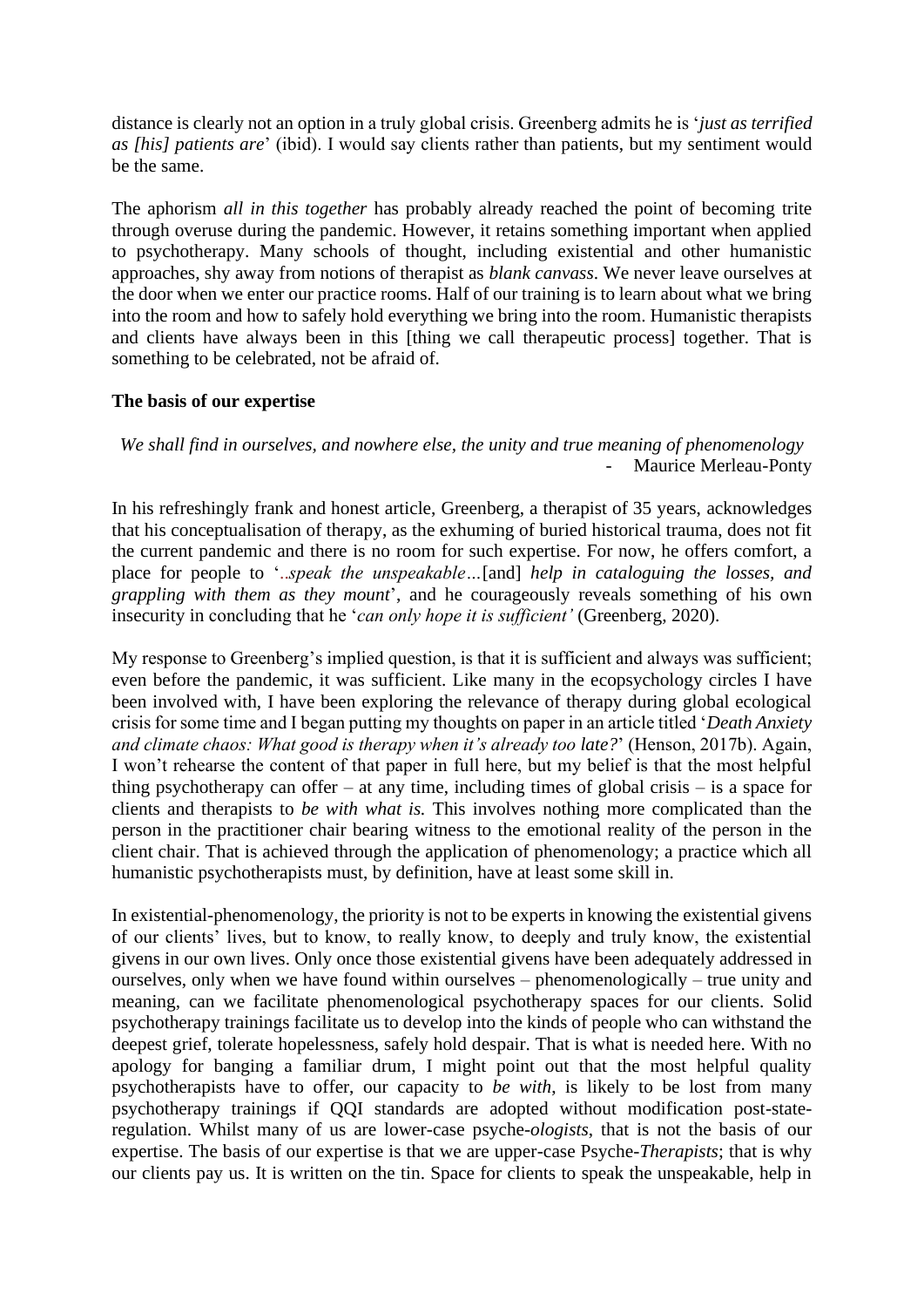distance is clearly not an option in a truly global crisis. Greenberg admits he is '*just as terrified as [his] patients are*' (ibid). I would say clients rather than patients, but my sentiment would be the same.

The aphorism *all in this together* has probably already reached the point of becoming trite through overuse during the pandemic. However, it retains something important when applied to psychotherapy. Many schools of thought, including existential and other humanistic approaches, shy away from notions of therapist as *blank canvass*. We never leave ourselves at the door when we enter our practice rooms. Half of our training is to learn about what we bring into the room and how to safely hold everything we bring into the room. Humanistic therapists and clients have always been in this [thing we call therapeutic process] together. That is something to be celebrated, not be afraid of.

**The basis of our expertise**

*We shall find in ourselves, and nowhere else, the unity and true meaning of phenomenology*
- Maurice Merleau-Ponty

In his refreshingly frank and honest article, Greenberg, a therapist of 35 years, acknowledges that his conceptualisation of therapy, as the exhuming of buried historical trauma, does not fit the current pandemic and there is no room for such expertise. For now, he offers comfort, a place for people to '*...speak the unspeakable…*[and] *help in cataloguing the losses, and grappling with them as they mount*', and he courageously reveals something of his own insecurity in concluding that he '*can only hope it is sufficient'* (Greenberg, 2020).

My response to Greenberg's implied question, is that it is sufficient and always was sufficient; even before the pandemic, it was sufficient. Like many in the ecopsychology circles I have been involved with, I have been exploring the relevance of therapy during global ecological crisis for some time and I began putting my thoughts on paper in an article titled '*Death Anxiety and climate chaos: What good is therapy when it's already too late?*' (Henson, 2017b). Again, I won't rehearse the content of that paper in full here, but my belief is that the most helpful thing psychotherapy can offer – at any time, including times of global crisis – is a space for clients and therapists to *be with what is.* This involves nothing more complicated than the person in the practitioner chair bearing witness to the emotional reality of the person in the client chair. That is achieved through the application of phenomenology; a practice which all humanistic psychotherapists must, by definition, have at least some skill in.

In existential-phenomenology, the priority is not to be experts in knowing the existential givens of our clients' lives, but to know, to really know, to deeply and truly know, the existential givens in our own lives. Only once those existential givens have been adequately addressed in ourselves, only when we have found within ourselves – phenomenologically – true unity and meaning, can we facilitate phenomenological psychotherapy spaces for our clients. Solid psychotherapy trainings facilitate us to develop into the kinds of people who can withstand the deepest grief, tolerate hopelessness, safely hold despair. That is what is needed here. With no apology for banging a familiar drum, I might point out that the most helpful quality psychotherapists have to offer, our capacity to *be with*, is likely to be lost from many psychotherapy trainings if QQI standards are adopted without modification post-state-regulation. Whilst many of us are lower-case psyche-*ologists*, that is not the basis of our expertise. The basis of our expertise is that we are upper-case Psyche-*Therapists*; that is why our clients pay us. It is written on the tin. Space for clients to speak the unspeakable, help in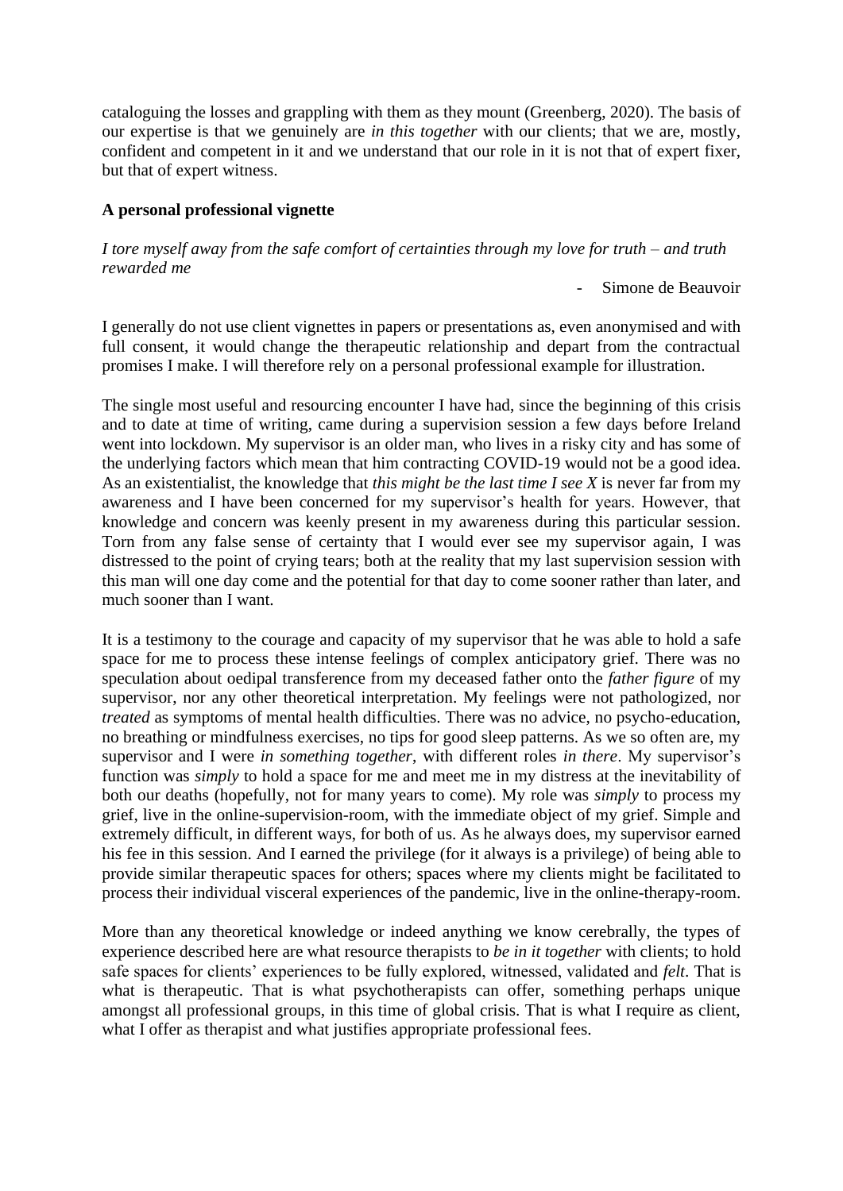cataloguing the losses and grappling with them as they mount (Greenberg, 2020). The basis of our expertise is that we genuinely are *in this together* with our clients; that we are, mostly, confident and competent in it and we understand that our role in it is not that of expert fixer, but that of expert witness.

**A personal professional vignette**

*I tore myself away from the safe comfort of certainties through my love for truth – and truth rewarded me*

- Simone de Beauvoir

I generally do not use client vignettes in papers or presentations as, even anonymised and with full consent, it would change the therapeutic relationship and depart from the contractual promises I make. I will therefore rely on a personal professional example for illustration.

The single most useful and resourcing encounter I have had, since the beginning of this crisis and to date at time of writing, came during a supervision session a few days before Ireland went into lockdown. My supervisor is an older man, who lives in a risky city and has some of the underlying factors which mean that him contracting COVID-19 would not be a good idea. As an existentialist, the knowledge that *this might be the last time I see X* is never far from my awareness and I have been concerned for my supervisor's health for years. However, that knowledge and concern was keenly present in my awareness during this particular session. Torn from any false sense of certainty that I would ever see my supervisor again, I was distressed to the point of crying tears; both at the reality that my last supervision session with this man will one day come and the potential for that day to come sooner rather than later, and much sooner than I want.

It is a testimony to the courage and capacity of my supervisor that he was able to hold a safe space for me to process these intense feelings of complex anticipatory grief. There was no speculation about oedipal transference from my deceased father onto the *father figure* of my supervisor, nor any other theoretical interpretation. My feelings were not pathologized, nor *treated* as symptoms of mental health difficulties. There was no advice, no psycho-education, no breathing or mindfulness exercises, no tips for good sleep patterns. As we so often are, my supervisor and I were *in something together*, with different roles *in there*. My supervisor's function was *simply* to hold a space for me and meet me in my distress at the inevitability of both our deaths (hopefully, not for many years to come). My role was *simply* to process my grief, live in the online-supervision-room, with the immediate object of my grief. Simple and extremely difficult, in different ways, for both of us. As he always does, my supervisor earned his fee in this session. And I earned the privilege (for it always is a privilege) of being able to provide similar therapeutic spaces for others; spaces where my clients might be facilitated to process their individual visceral experiences of the pandemic, live in the online-therapy-room.

More than any theoretical knowledge or indeed anything we know cerebrally, the types of experience described here are what resource therapists to *be in it together* with clients; to hold safe spaces for clients' experiences to be fully explored, witnessed, validated and *felt*. That is what is therapeutic. That is what psychotherapists can offer, something perhaps unique amongst all professional groups, in this time of global crisis. That is what I require as client, what I offer as therapist and what justifies appropriate professional fees.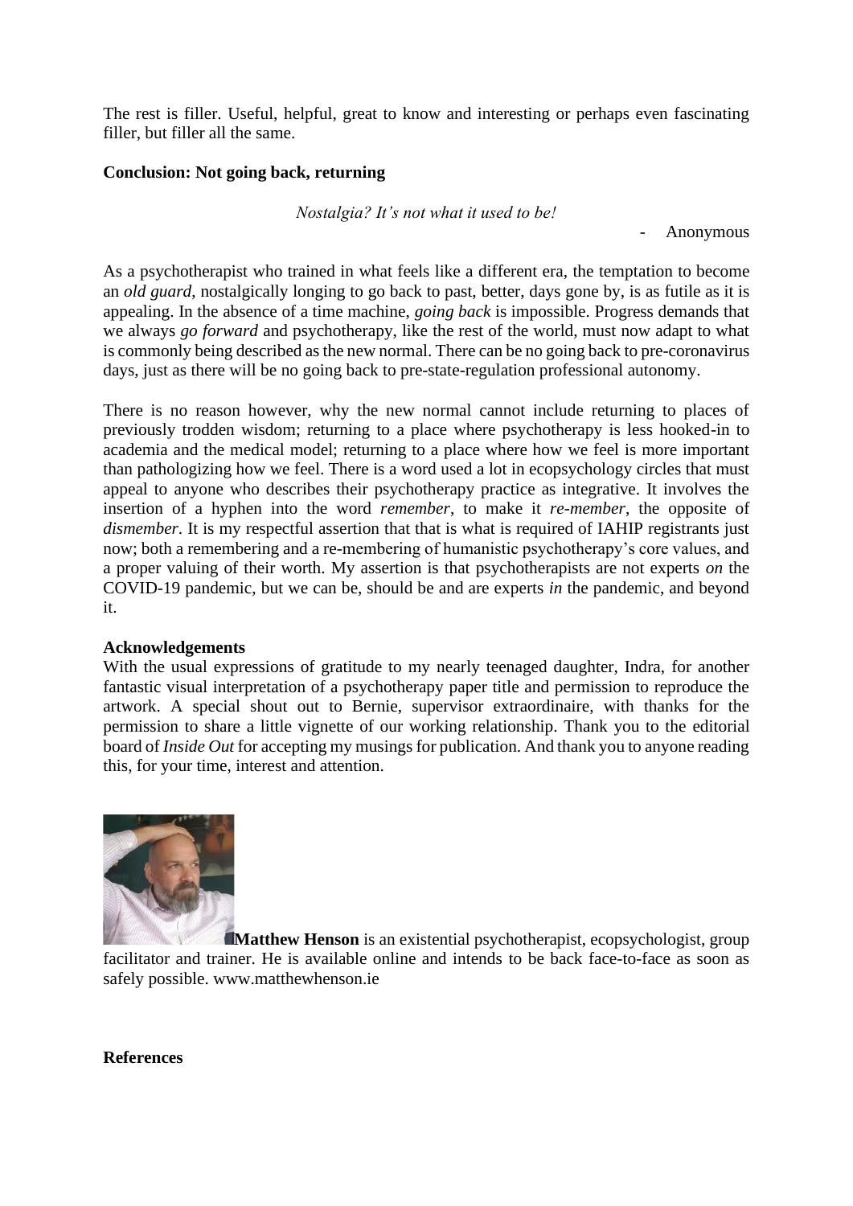The rest is filler. Useful, helpful, great to know and interesting or perhaps even fascinating filler, but filler all the same.

**Conclusion: Not going back, returning**

*Nostalgia? It's not what it used to be!*

- Anonymous

As a psychotherapist who trained in what feels like a different era, the temptation to become an *old guard*, nostalgically longing to go back to past, better, days gone by, is as futile as it is appealing. In the absence of a time machine, *going back* is impossible. Progress demands that we always *go forward* and psychotherapy, like the rest of the world, must now adapt to what is commonly being described as the new normal. There can be no going back to pre-coronavirus days, just as there will be no going back to pre-state-regulation professional autonomy.

There is no reason however, why the new normal cannot include returning to places of previously trodden wisdom; returning to a place where psychotherapy is less hooked-in to academia and the medical model; returning to a place where how we feel is more important than pathologizing how we feel. There is a word used a lot in ecopsychology circles that must appeal to anyone who describes their psychotherapy practice as integrative. It involves the insertion of a hyphen into the word *remember*, to make it *re-member*, the opposite of *dismember*. It is my respectful assertion that that is what is required of IAHIP registrants just now; both a remembering and a re-membering of humanistic psychotherapy's core values, and a proper valuing of their worth. My assertion is that psychotherapists are not experts *on* the COVID-19 pandemic, but we can be, should be and are experts *in* the pandemic, and beyond it.

**Acknowledgements**

With the usual expressions of gratitude to my nearly teenaged daughter, Indra, for another fantastic visual interpretation of a psychotherapy paper title and permission to reproduce the artwork. A special shout out to Bernie, supervisor extraordinaire, with thanks for the permission to share a little vignette of our working relationship. Thank you to the editorial board of *Inside Out* for accepting my musings for publication. And thank you to anyone reading this, for your time, interest and attention.

**Matthew Henson** is an existential psychotherapist, ecopsychologist, group facilitator and trainer. He is available online and intends to be back face-to-face as soon as safely possible. www.matthewhenson.ie

**References**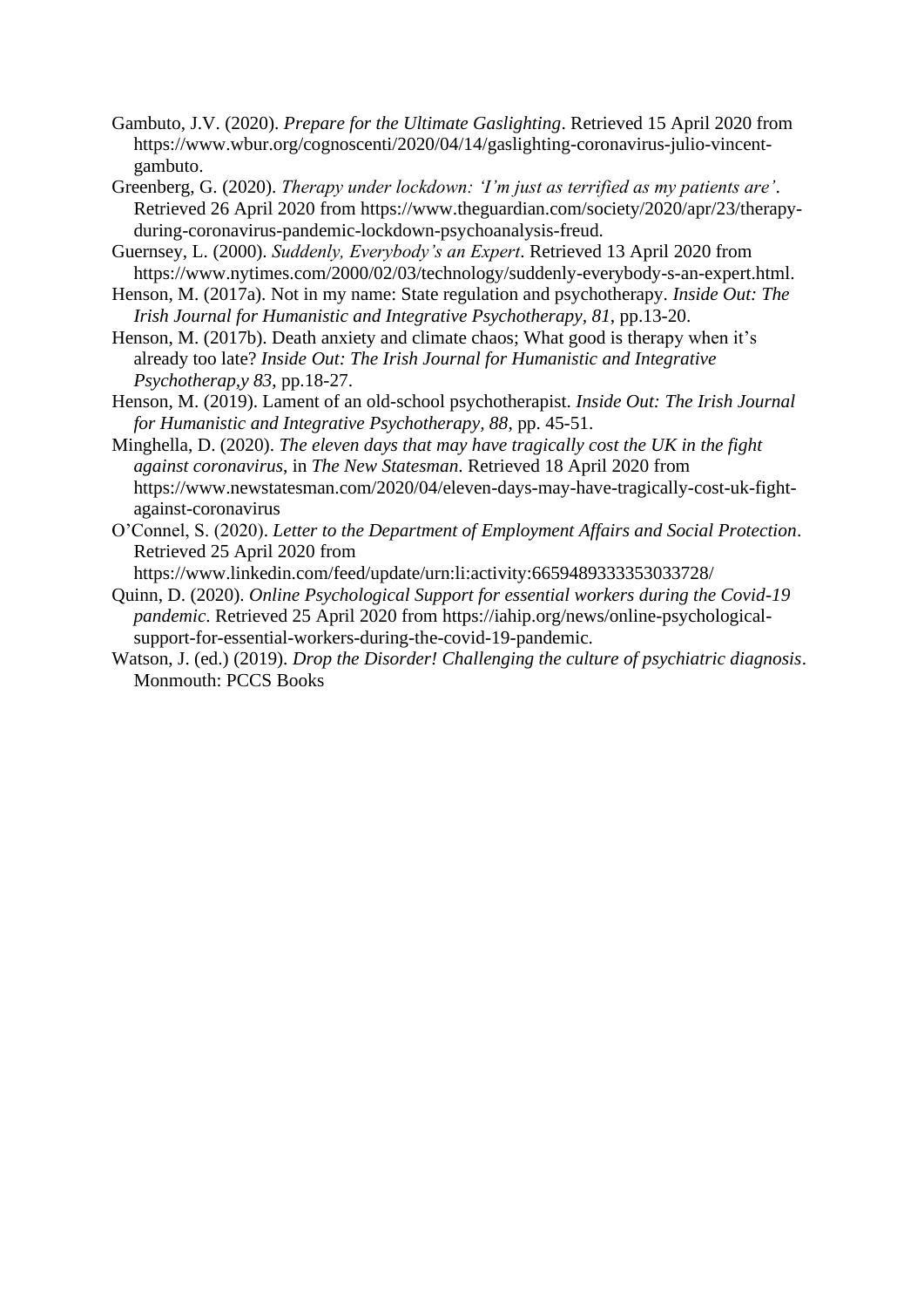Gambuto, J.V. (2020). *Prepare for the Ultimate Gaslighting*. Retrieved 15 April 2020 from https://www.wbur.org/cognoscenti/2020/04/14/gaslighting-coronavirus-julio-vincent-gambuto.

Greenberg, G. (2020). *Therapy under lockdown: 'I'm just as terrified as my patients are'*. Retrieved 26 April 2020 from https://www.theguardian.com/society/2020/apr/23/therapy-during-coronavirus-pandemic-lockdown-psychoanalysis-freud.

Guernsey, L. (2000). *Suddenly, Everybody's an Expert*. Retrieved 13 April 2020 from https://www.nytimes.com/2000/02/03/technology/suddenly-everybody-s-an-expert.html.

Henson, M. (2017a). Not in my name: State regulation and psychotherapy. *Inside Out: The Irish Journal for Humanistic and Integrative Psychotherapy, 81*, pp.13-20.

Henson, M. (2017b). Death anxiety and climate chaos; What good is therapy when it's already too late? *Inside Out: The Irish Journal for Humanistic and Integrative Psychotherap,y 83*, pp.18-27.

Henson, M. (2019). Lament of an old-school psychotherapist. *Inside Out: The Irish Journal for Humanistic and Integrative Psychotherapy, 88*, pp. 45-51.

Minghella, D. (2020). *The eleven days that may have tragically cost the UK in the fight against coronavirus*, in *The New Statesman*. Retrieved 18 April 2020 from https://www.newstatesman.com/2020/04/eleven-days-may-have-tragically-cost-uk-fight-against-coronavirus

O'Connel, S. (2020). *Letter to the Department of Employment Affairs and Social Protection*. Retrieved 25 April 2020 from https://www.linkedin.com/feed/update/urn:li:activity:6659489333353033728/

Quinn, D. (2020). *Online Psychological Support for essential workers during the Covid-19 pandemic*. Retrieved 25 April 2020 from https://iahip.org/news/online-psychological-support-for-essential-workers-during-the-covid-19-pandemic.

Watson, J. (ed.) (2019). *Drop the Disorder! Challenging the culture of psychiatric diagnosis*. Monmouth: PCCS Books